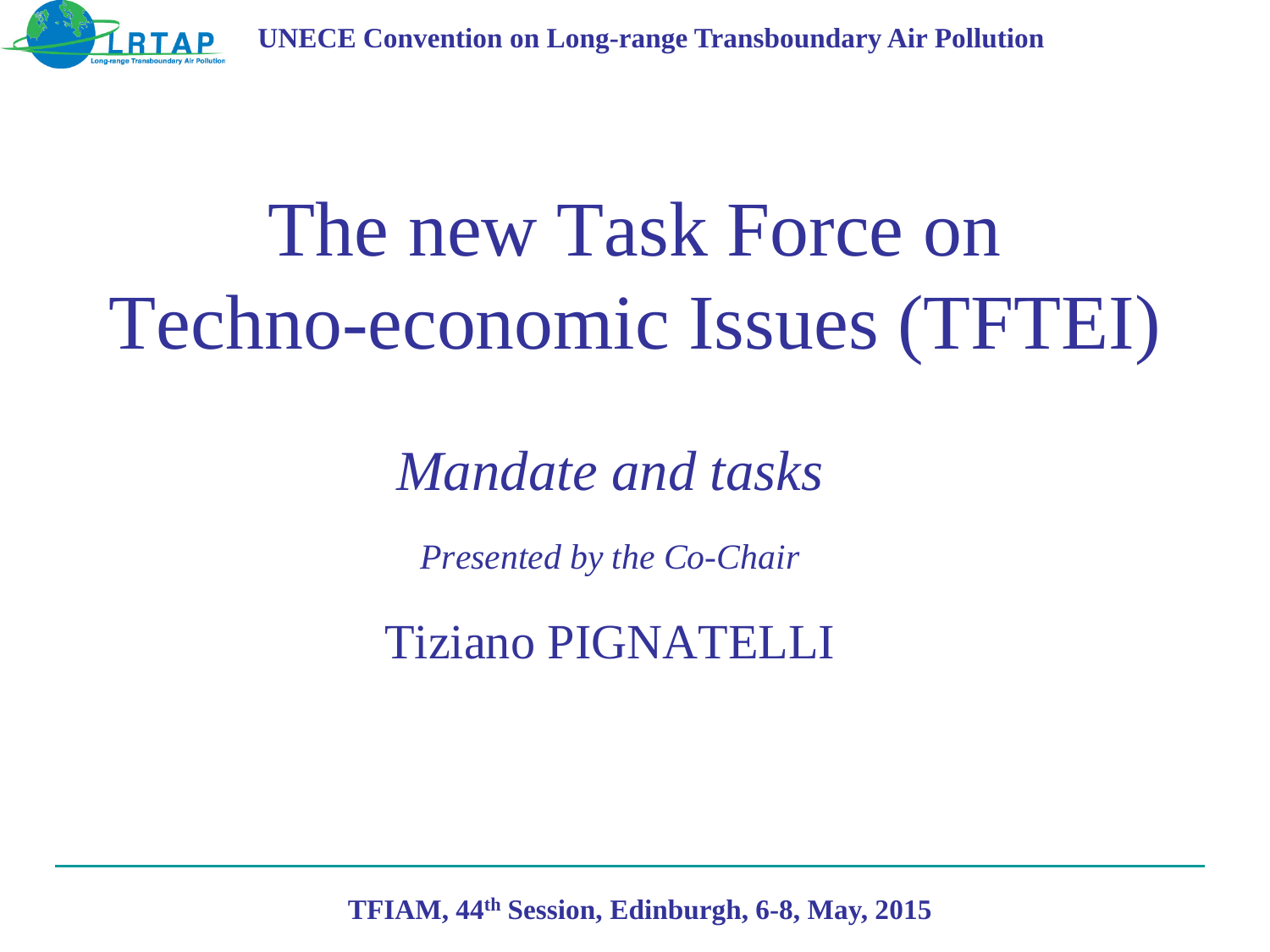UNECE Convention on Long-range Transboundary Air Pollution

# The new Task Force on Techno-economic Issues (TFTEI)

## *Mandate and tasks*

*Presented by the Co-Chair*

Tiziano PIGNATELLI

**TFIAM, 44th Session, Edinburgh, 6-8, May, 2015**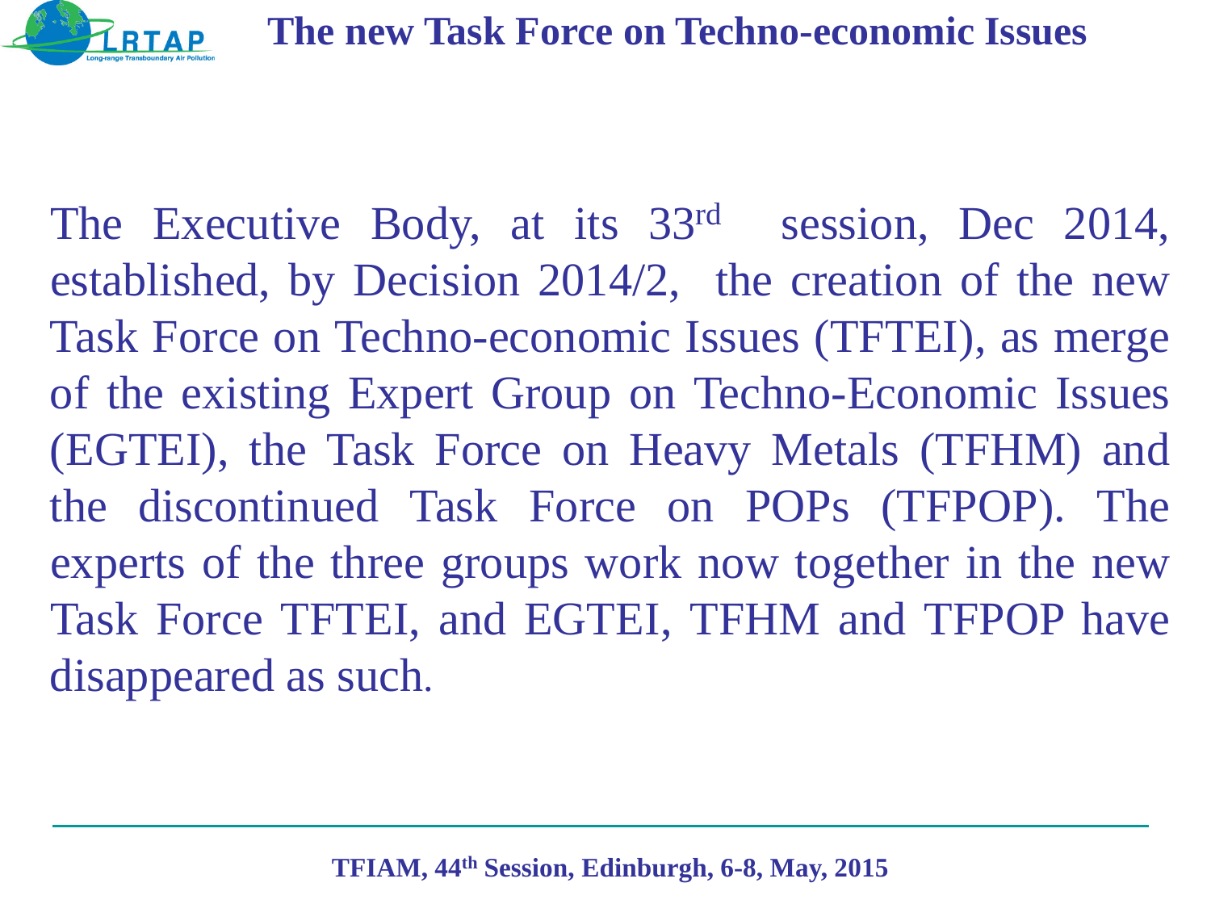# The new Task Force on Techno-economic Issues

The Executive Body, at its 33rd session, Dec 2014, established, by Decision 2014/2, the creation of the new Task Force on Techno-economic Issues (TFTEI), as merge of the existing Expert Group on Techno-Economic Issues (EGTEI), the Task Force on Heavy Metals (TFHM) and the discontinued Task Force on POPs (TFPOP). The experts of the three groups work now together in the new Task Force TFTEI, and EGTEI, TFHM and TFPOP have disappeared as such.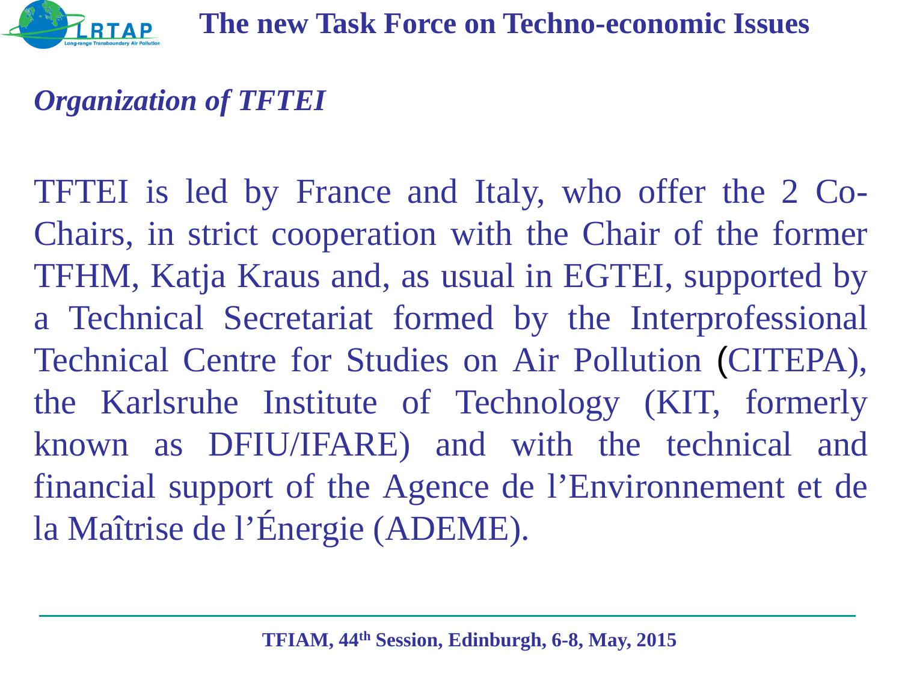## Organization of TFTEI

TFTEI is led by France and Italy, who offer the 2 Co-Chairs, in strict cooperation with the Chair of the former TFHM, Katja Kraus and, as usual in EGTEI, supported by a Technical Secretariat formed by the Interprofessional Technical Centre for Studies on Air Pollution (CITEPA), the Karlsruhe Institute of Technology (KIT, formerly known as DFIU/IFARE) and with the technical and financial support of the Agence de l'Environnement et de la Maîtrise de l'Énergie (ADEME).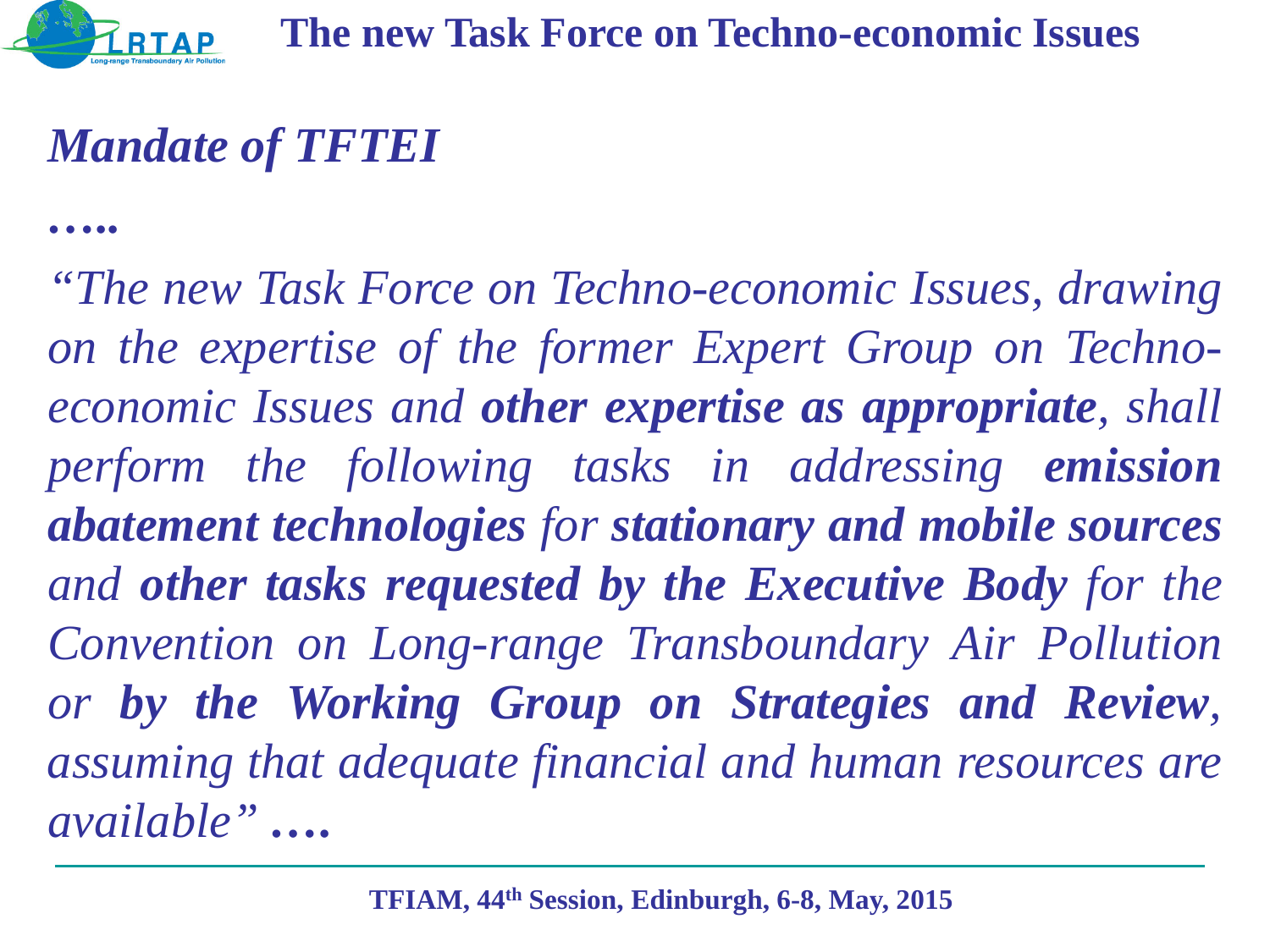# The new Task Force on Techno-economic Issues

## *Mandate of TFTEI*

***…..***

*"The new Task Force on Techno-economic Issues, drawing on the expertise of the former Expert Group on Techno-economic Issues and* ***other expertise as appropriate****, shall perform the following tasks in addressing* ***emission abatement technologies*** *for* ***stationary and mobile sources*** *and* ***other tasks requested by the Executive Body*** *for the Convention on Long-range Transboundary Air Pollution or* ***by the Working Group on Strategies and Review****, assuming that adequate financial and human resources are available"* ***….***

**TFIAM, 44th Session, Edinburgh, 6-8, May, 2015**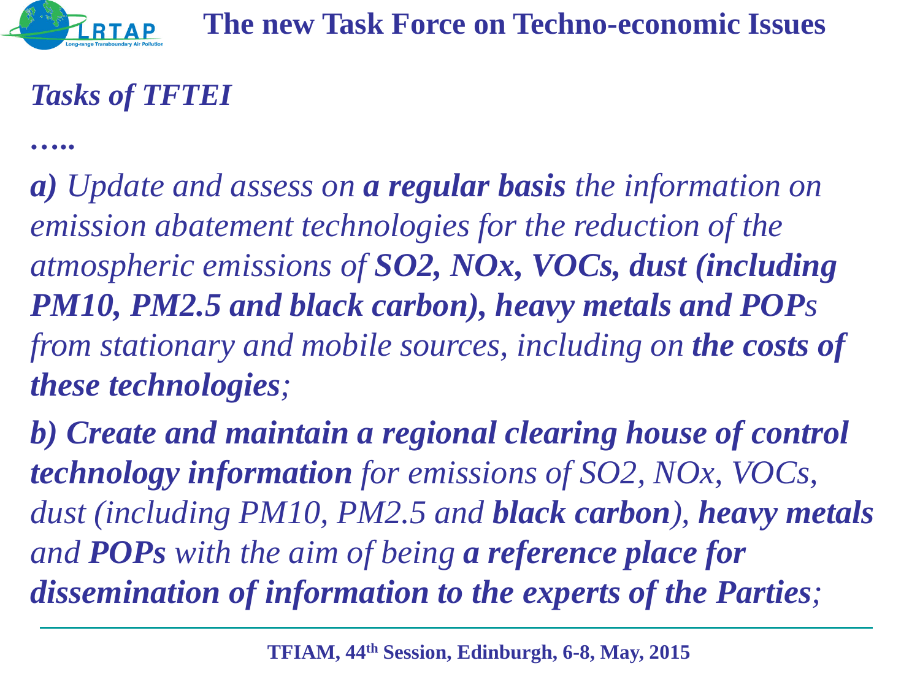# The new Task Force on Techno-economic Issues

*Tasks of TFTEI*

*…..*

***a)*** *Update and assess on* ***a regular basis*** *the information on emission abatement technologies for the reduction of the atmospheric emissions of* ***$SO_2$, $NO_x$, VOCs, dust (including PM10, PM2.5 and black carbon), heavy metals and POPs*** *from stationary and mobile sources, including on* ***the costs of these technologies****;*

***b) Create and maintain a regional clearing house of control technology information*** *for emissions of $SO_2$, $NO_x$, VOCs, dust (including PM10, PM2.5 and* ***black carbon****),* ***heavy metals*** *and* ***POPs*** *with the aim of being* ***a reference place for dissemination of information to the experts of the Parties****;*

TFIAM, 44th Session, Edinburgh, 6-8, May, 2015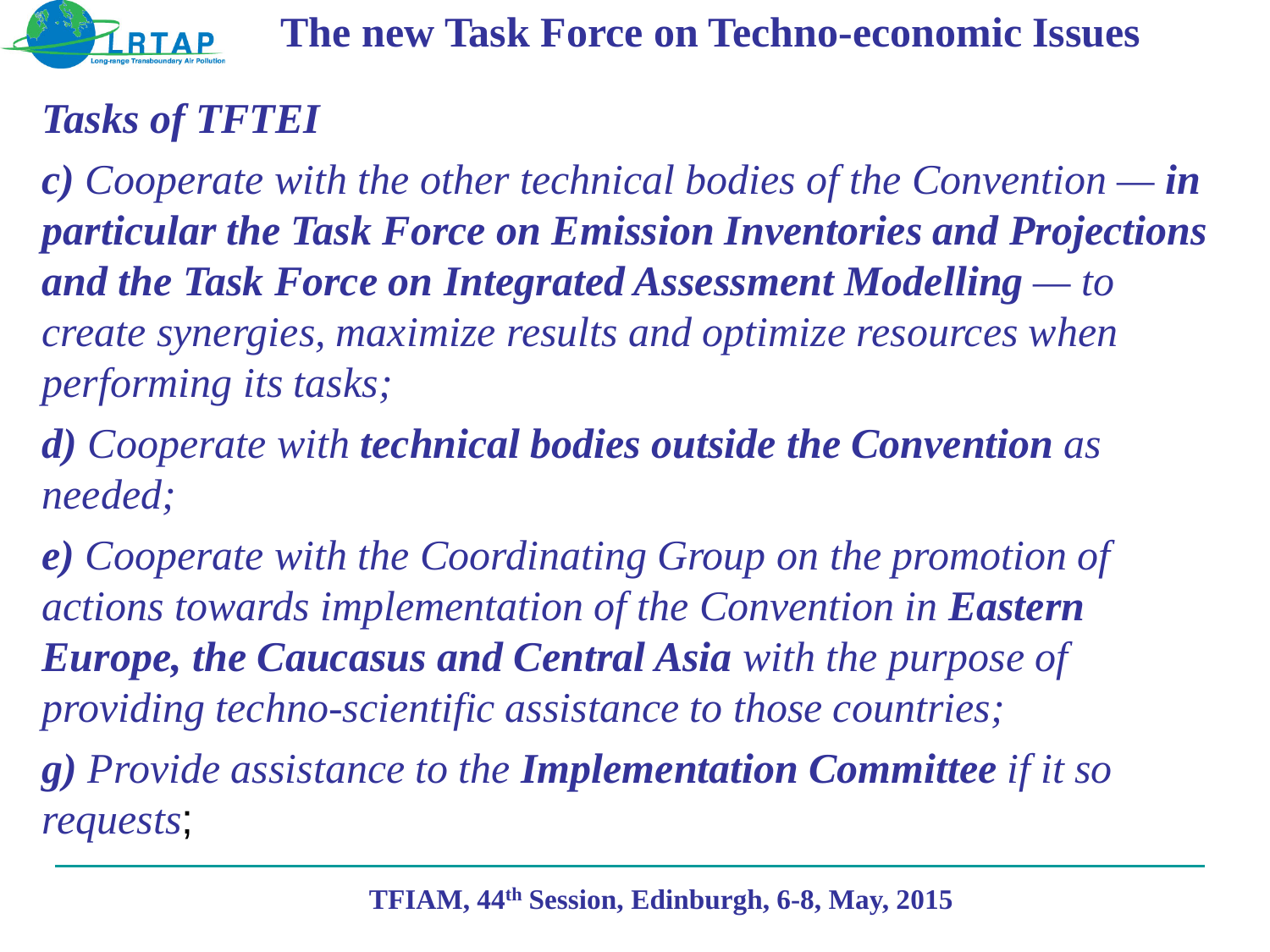# The new Task Force on Techno-economic Issues

## *Tasks of TFTEI*

***c)*** *Cooperate with the other technical bodies of the Convention —* ***in particular the Task Force on Emission Inventories and Projections and the Task Force on Integrated Assessment Modelling*** *— to create synergies, maximize results and optimize resources when performing its tasks;*

***d)*** *Cooperate with* ***technical bodies outside the Convention*** *as needed;*

***e)*** *Cooperate with the Coordinating Group on the promotion of actions towards implementation of the Convention in* ***Eastern Europe, the Caucasus and Central Asia*** *with the purpose of providing techno-scientific assistance to those countries;*

***g)*** *Provide assistance to the* ***Implementation Committee*** *if it so requests*;

**TFIAM, 44th Session, Edinburgh, 6-8, May, 2015**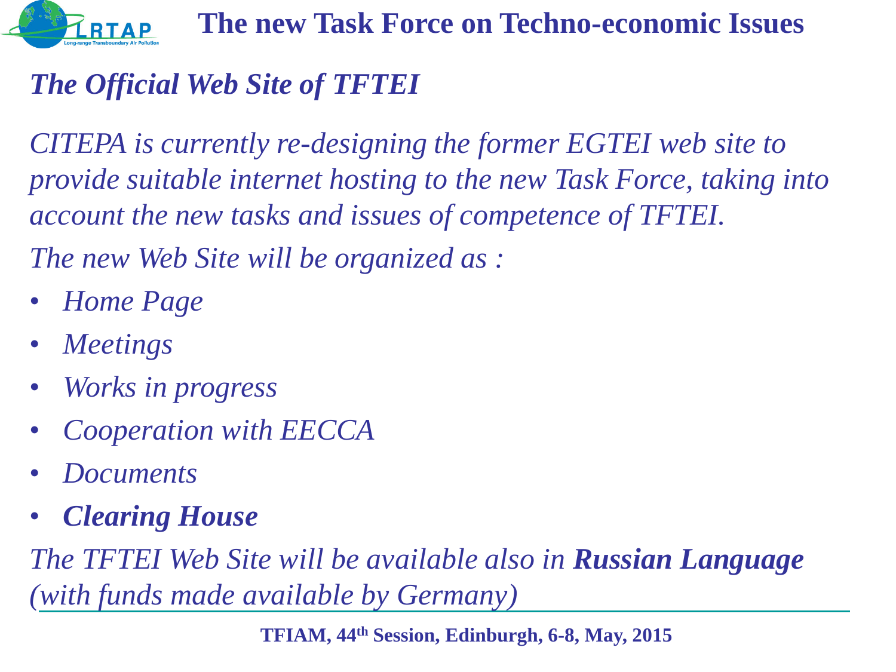# The new Task Force on Techno-economic Issues

## *The Official Web Site of TFTEI*

*CITEPA is currently re-designing the former EGTEI web site to provide suitable internet hosting to the new Task Force, taking into account the new tasks and issues of competence of TFTEI.*

*The new Web Site will be organized as :*

- *Home Page*
- *Meetings*
- *Works in progress*
- *Cooperation with EECCA*
- *Documents*
- ***Clearing House***

*The TFTEI Web Site will be available also in **Russian Language** (with funds made available by Germany)*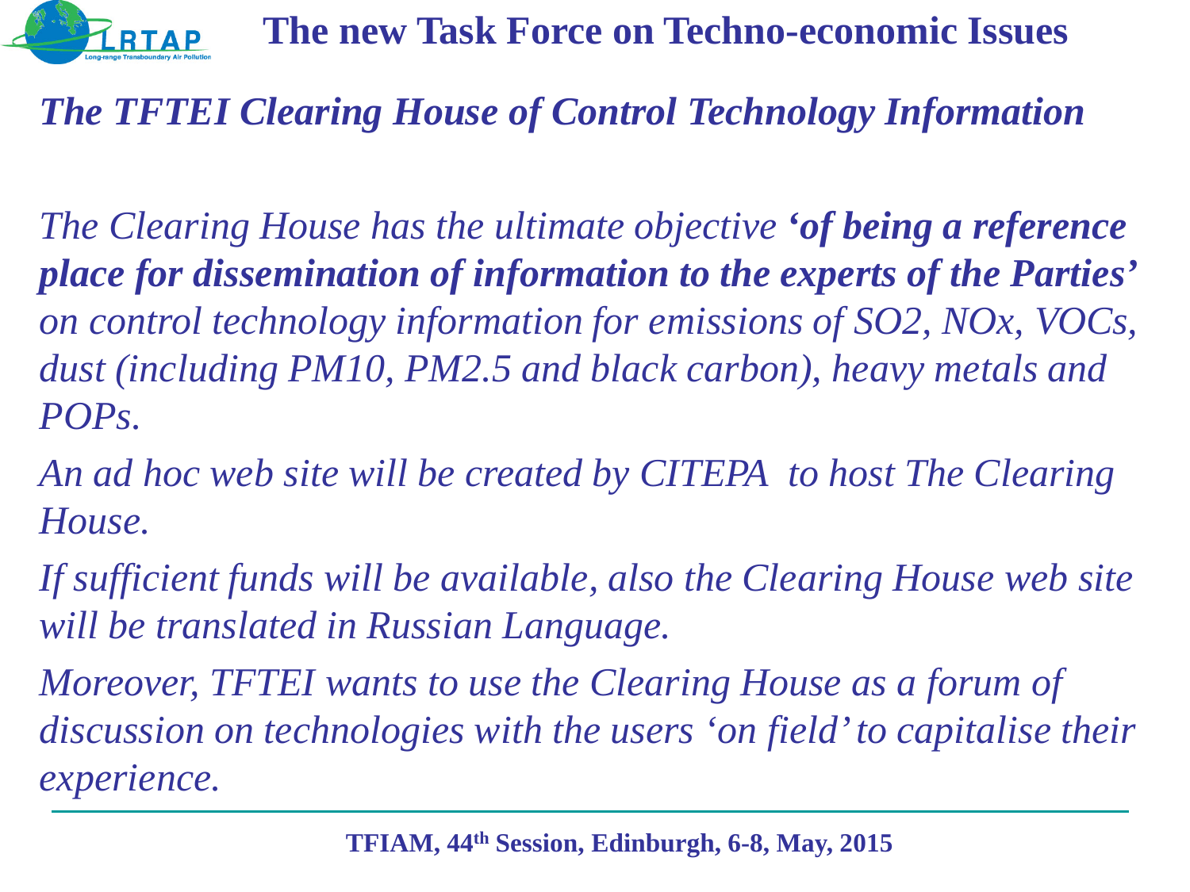# The new Task Force on Techno-economic Issues

## *The TFTEI Clearing House of Control Technology Information*

*The Clearing House has the ultimate objective* ***'of being a reference place for dissemination of information to the experts of the Parties'*** *on control technology information for emissions of $SO_2$, $NO_x$, VOCs, dust (including PM10, PM2.5 and black carbon), heavy metals and POPs.*

*An ad hoc web site will be created by CITEPA to host The Clearing House.*

*If sufficient funds will be available, also the Clearing House web site will be translated in Russian Language.*

*Moreover, TFTEI wants to use the Clearing House as a forum of discussion on technologies with the users 'on field' to capitalise their experience.*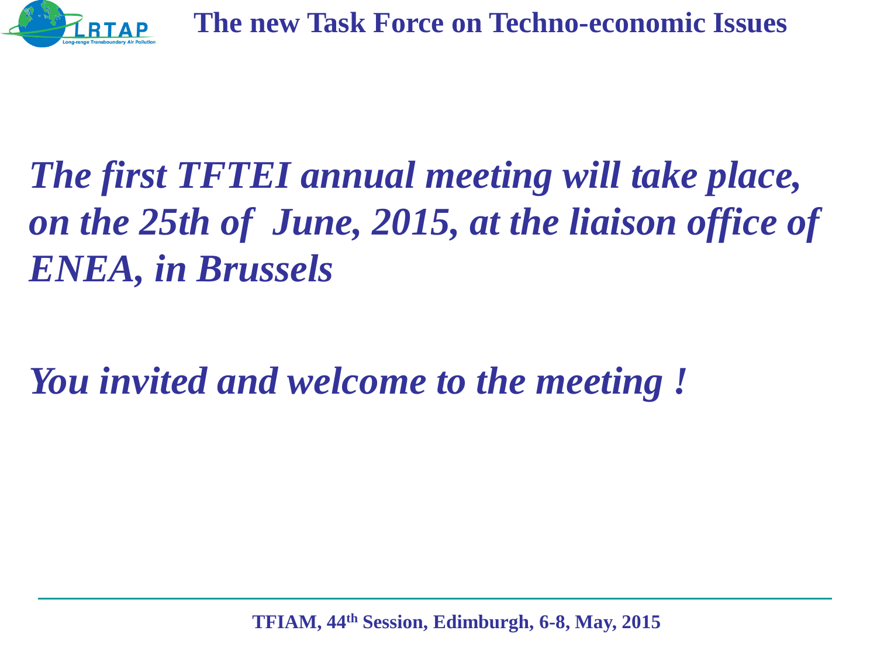# The new Task Force on Techno-economic Issues

***The first TFTEI annual meeting will take place, on the 25th of June, 2015, at the liaison office of ENEA, in Brussels***

***You invited and welcome to the meeting !***